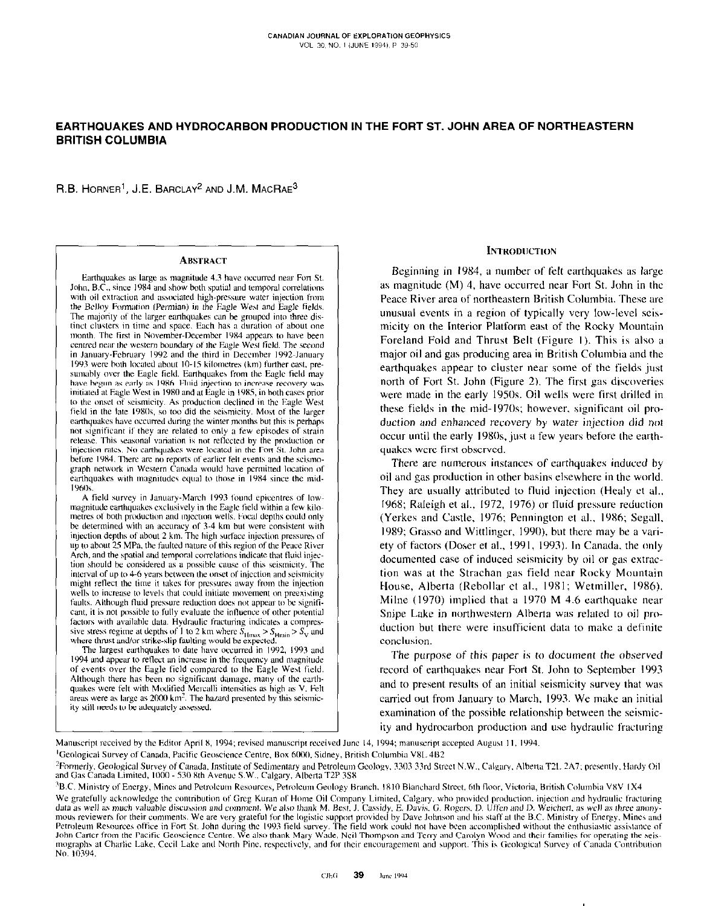# EARTHQUAKES AND HYDROCARBON PRODUCTION IN THE FORT ST. JOHN AREA OF NORTHEASTERN BRITISH COLUMBIA

R.B. HORNER[1], J.E. BARCLAY[2] AND J.M. MACRAE[3]

## ABSTRACT

Earthquakes as large as magnitude 4.3 have occurred near Fort St. John, B.C., since 1984 and show both spatial and temporal correlations with oil extraction and associated high-pressure water injection from the Belloy Formation (Permian) in the Eagle West and Eagle fields. The majority of the larger earthquakes can be grouped into three distinct clusters in time and space. Each has a duration of about one month. The first in November-December 1984 appears to have been centred near the western boundary of the Eagle West field. The second in January-February 1992 and the third in December 1992-January 1993 were both located about 10-15 kilometres (km) further east, presumably over the Eagle field. Earthquakes from the Eagle field may have begun as early as 1986. Fluid injection to increase recovery was initiated at Eagle West in 1980 and at Eagle in 1985, in both cases prior to the onset of seismicity. As production declined in the Eagle West field in the late 1980s, so too did the seismicity. Most of the larger earthquakes have occurred during the winter months but this is perhaps not significant if they are related to only a few episodes of strain release. This seasonal variation is not reflected by the production or injection rates. No earthquakes were located in the Fort St. John area before 1984. There are no reports of earlier felt events and the seismograph network in Western Canada would have permitted location of earthquakes with magnitudes equal to those in 1984 since the mid-1960s.

A field survey in January-March 1993 found epicentres of low-magnitude earthquakes exclusively in the Eagle field within a few kilometres of both production and injection wells. Focal depths could only be determined with an accuracy of 3-4 km but were consistent with injection depths of about 2 km. The high surface injection pressures of up to about 25 MPa, the faulted nature of this region of the Peace River Arch, and the spatial and temporal correlations indicate that fluid injection should be considered as a possible cause of this seismicity. The interval of up to 4-6 years between the onset of injection and seismicity might reflect the time it takes for pressures away from the injection wells to increase to levels that could initiate movement on preexisting faults. Although fluid pressure reduction does not appear to be significant, it is not possible to fully evaluate the influence of other potential factors with available data. Hydraulic fracturing indicates a compressive stress regime at depths of 1 to 2 km where $S_{\text{Hmax}} > S_{\text{Hmin}} > S_V$ and where thrust and/or strike-slip faulting would be expected.

The largest earthquakes to date have occurred in 1992, 1993 and 1994 and appear to reflect an increase in the frequency and magnitude of events over the Eagle field compared to the Eagle West field. Although there has been no significant damage, many of the earthquakes were felt with Modified Mercalli intensities as high as V. Felt areas were as large as 2000 km$^2$. The hazard presented by this seismicity still needs to be adequately assessed.

## INTRODUCTION

Beginning in 1984, a number of felt earthquakes as large as magnitude (M) 4, have occurred near Fort St. John in the Peace River area of northeastern British Columbia. These are unusual events in a region of typically very low-level seismicity on the Interior Platform east of the Rocky Mountain Foreland Fold and Thrust Belt (Figure 1). This is also a major oil and gas producing area in British Columbia and the earthquakes appear to cluster near some of the fields just north of Fort St. John (Figure 2). The first gas discoveries were made in the early 1950s. Oil wells were first drilled in these fields in the mid-1970s; however, significant oil production and enhanced recovery by water injection did not occur until the early 1980s, just a few years before the earthquakes were first observed.

There are numerous instances of earthquakes induced by oil and gas production in other basins elsewhere in the world. They are usually attributed to fluid injection (Healy et al., 1968; Raleigh et al., 1972, 1976) or fluid pressure reduction (Yerkes and Castle, 1976; Pennington et al., 1986; Segall, 1989; Grasso and Wittlinger, 1990), but there may be a variety of factors (Doser et al., 1991, 1993). In Canada, the only documented case of induced seismicity by oil or gas extraction was at the Strachan gas field near Rocky Mountain House, Alberta (Rebollar et al., 1981; Wetmiller, 1986). Milne (1970) implied that a 1970 M 4.6 earthquake near Snipe Lake in northwestern Alberta was related to oil production but there were insufficient data to make a definite conclusion.

The purpose of this paper is to document the observed record of earthquakes near Fort St. John to September 1993 and to present results of an initial seismicity survey that was carried out from January to March, 1993. We make an initial examination of the possible relationship between the seismicity and hydrocarbon production and use hydraulic fracturing

Manuscript received by the Editor April 8, 1994; revised manuscript received June 14, 1994; manuscript accepted August 11, 1994.

[1]Geological Survey of Canada, Pacific Geoscience Centre, Box 6000, Sidney, British Columbia V8L 4B2

[2]Formerly, Geological Survey of Canada, Institute of Sedimentary and Petroleum Geology, 3303 33rd Street N.W., Calgary, Alberta T2L 2A7; presently, Hardy Oil and Gas Canada Limited, 1000 - 530 8th Avenue S.W., Calgary, Alberta T2P 3S8

[3]B.C. Ministry of Energy, Mines and Petroleum Resources, Petroleum Geology Branch, 1810 Blanchard Street, 6th floor, Victoria, British Columbia V8V 1X4

We gratefully acknowledge the contribution of Greg Kuran of Home Oil Company Limited, Calgary, who provided production, injection and hydraulic fracturing data as well as much valuable discussion and comment. We also thank M. Best, J. Cassidy, E. Davis, G. Rogers, D. Uffen and D. Weichert, as well as three anonymous reviewers for their comments. We are very grateful for the logistic support provided by Dave Johnson and his staff at the B.C. Ministry of Energy, Mines and Petroleum Resources office in Fort St. John during the 1993 field survey. The field work could not have been accomplished without the enthusiastic assistance of John Carter from the Pacific Geoscience Centre. We also thank Mary Wade, Neil Thompson and Terry and Carolyn Wood and their families for operating the seismographs at Charlie Lake, Cecil Lake and North Pine, respectively, and for their encouragement and support. This is Geological Survey of Canada Contribution No. 10394.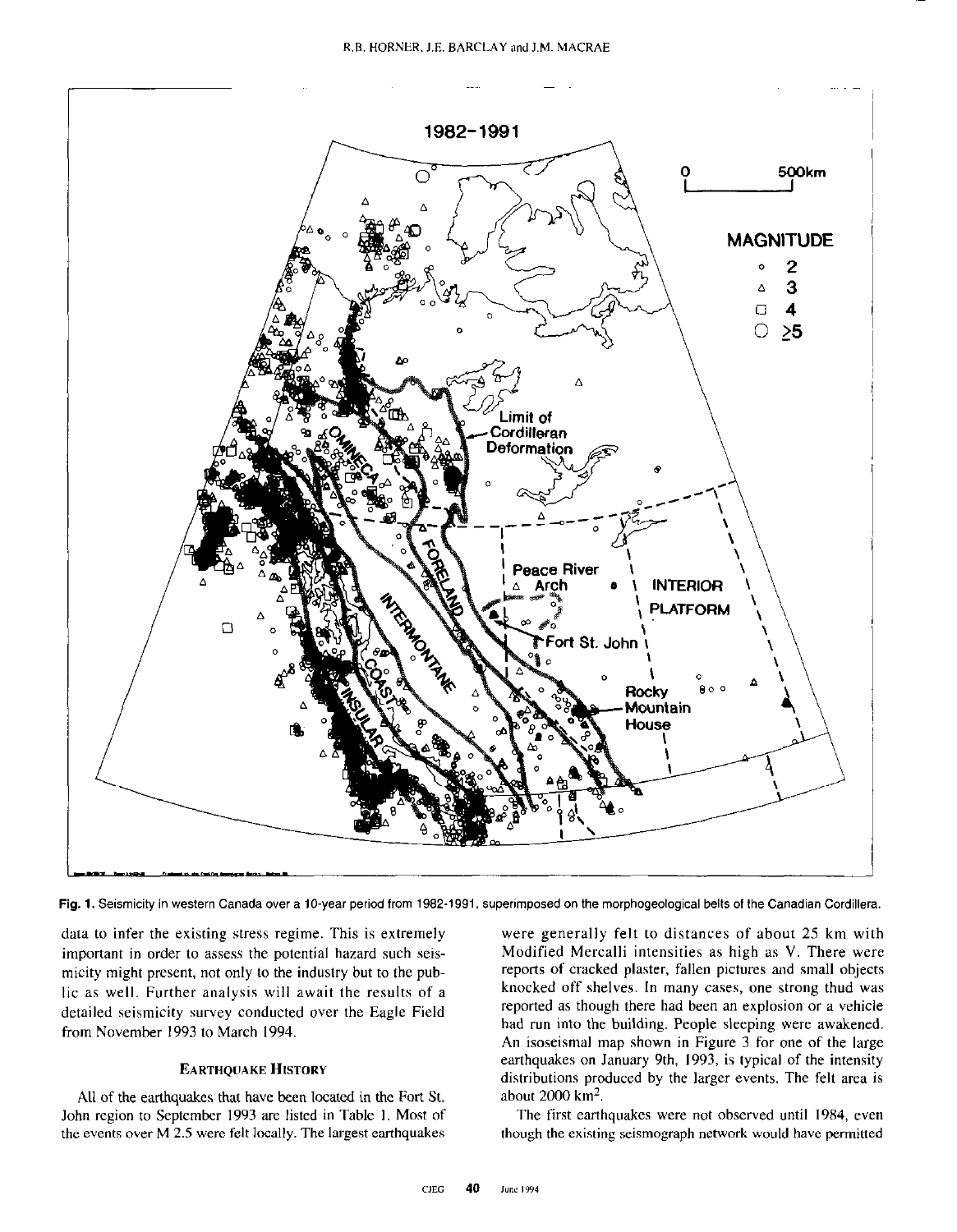Fig. 1. Seismicity in western Canada over a 10-year period from 1982-1991, superimposed on the morphogeological belts of the Canadian Cordillera.

data to infer the existing stress regime. This is extremely important in order to assess the potential hazard such seismicity might present, not only to the industry but to the public as well. Further analysis will await the results of a detailed seismicity survey conducted over the Eagle Field from November 1993 to March 1994.

## Earthquake History

All of the earthquakes that have been located in the Fort St. John region to September 1993 are listed in Table 1. Most of the events over M 2.5 were felt locally. The largest earthquakes were generally felt to distances of about 25 km with Modified Mercalli intensities as high as V. There were reports of cracked plaster, fallen pictures and small objects knocked off shelves. In many cases, one strong thud was reported as though there had been an explosion or a vehicle had run into the building. People sleeping were awakened. An isoseismal map shown in Figure 3 for one of the large earthquakes on January 9th, 1993, is typical of the intensity distributions produced by the larger events. The felt area is about 2000 km$^2$.

The first earthquakes were not observed until 1984, even though the existing seismograph network would have permitted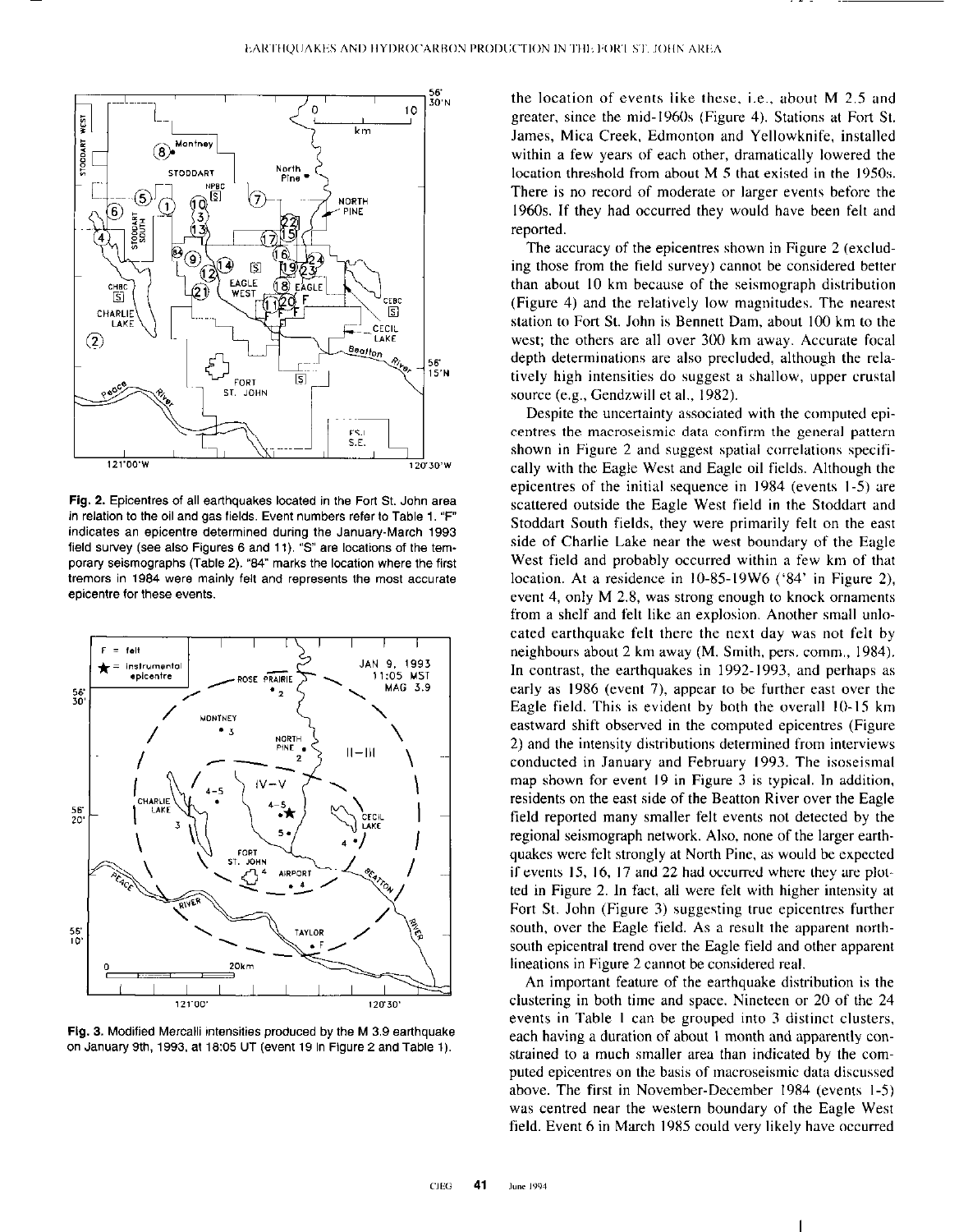**Fig. 2.** Epicentres of all earthquakes located in the Fort St. John area in relation to the oil and gas fields. Event numbers refer to Table 1. "F" indicates an epicentre determined during the January-March 1993 field survey (see also Figures 6 and 11). "S" are locations of the temporary seismographs (Table 2). "84" marks the location where the first tremors in 1984 were mainly felt and represents the most accurate epicentre for these events.

**Fig. 3.** Modified Mercalli intensities produced by the M 3.9 earthquake on January 9th, 1993, at 18:05 UT (event 19 in Figure 2 and Table 1).

the location of events like these, i.e., about M 2.5 and greater, since the mid-1960s (Figure 4). Stations at Fort St. James, Mica Creek, Edmonton and Yellowknife, installed within a few years of each other, dramatically lowered the location threshold from about M 5 that existed in the 1950s. There is no record of moderate or larger events before the 1960s. If they had occurred they would have been felt and reported.

The accuracy of the epicentres shown in Figure 2 (excluding those from the field survey) cannot be considered better than about 10 km because of the seismograph distribution (Figure 4) and the relatively low magnitudes. The nearest station to Fort St. John is Bennett Dam, about 100 km to the west; the others are all over 300 km away. Accurate focal depth determinations are also precluded, although the relatively high intensities do suggest a shallow, upper crustal source (e.g., Gendzwill et al., 1982).

Despite the uncertainty associated with the computed epicentres the macroseismic data confirm the general pattern shown in Figure 2 and suggest spatial correlations specifically with the Eagle West and Eagle oil fields. Although the epicentres of the initial sequence in 1984 (events 1-5) are scattered outside the Eagle West field in the Stoddart and Stoddart South fields, they were primarily felt on the east side of Charlie Lake near the west boundary of the Eagle West field and probably occurred within a few km of that location. At a residence in 10-85-19W6 ('84' in Figure 2), event 4, only M 2.8, was strong enough to knock ornaments from a shelf and felt like an explosion. Another small unlocated earthquake felt there the next day was not felt by neighbours about 2 km away (M. Smith, pers. comm., 1984). In contrast, the earthquakes in 1992-1993, and perhaps as early as 1986 (event 7), appear to be further east over the Eagle field. This is evident by both the overall 10-15 km eastward shift observed in the computed epicentres (Figure 2) and the intensity distributions determined from interviews conducted in January and February 1993. The isoseismal map shown for event 19 in Figure 3 is typical. In addition, residents on the east side of the Beatton River over the Eagle field reported many smaller felt events not detected by the regional seismograph network. Also, none of the larger earthquakes were felt strongly at North Pine, as would be expected if events 15, 16, 17 and 22 had occurred where they are plotted in Figure 2. In fact, all were felt with higher intensity at Fort St. John (Figure 3) suggesting true epicentres further south, over the Eagle field. As a result the apparent north-south epicentral trend over the Eagle field and other apparent lineations in Figure 2 cannot be considered real.

An important feature of the earthquake distribution is the clustering in both time and space. Nineteen or 20 of the 24 events in Table 1 can be grouped into 3 distinct clusters, each having a duration of about 1 month and apparently constrained to a much smaller area than indicated by the computed epicentres on the basis of macroseismic data discussed above. The first in November-December 1984 (events 1-5) was centred near the western boundary of the Eagle West field. Event 6 in March 1985 could very likely have occurred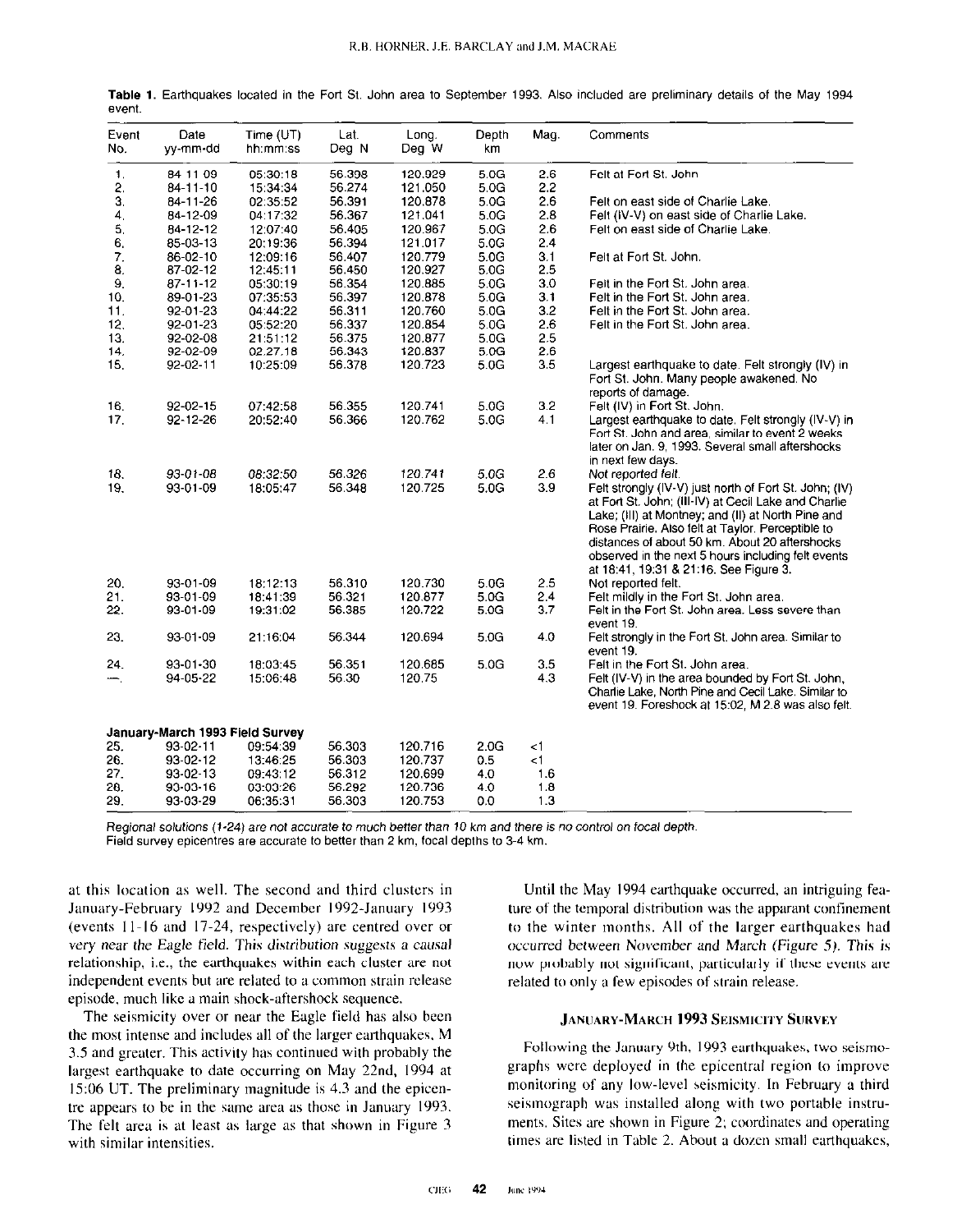**Table 1.** Earthquakes located in the Fort St. John area to September 1993. Also included are preliminary details of the May 1994 event.

| Event No. | Date yy-mm-dd | Time (UT) hh:mm:ss | Lat. Deg N | Long. Deg W | Depth km | Mag. | Comments |
|---|---|---|---|---|---|---|---|
| 1. | 84 11 09 | 05:30:18 | 56.398 | 120.929 | 5.0G | 2.6 | Felt at Fort St. John |
| 2. | 84-11-10 | 15:34:34 | 56.274 | 121.050 | 5.0G | 2.2 | |
| 3. | 84-11-26 | 02:35:52 | 56.391 | 120.878 | 5.0G | 2.6 | Felt on east side of Charlie Lake. |
| 4. | 84-12-09 | 04:17:32 | 56.367 | 121.041 | 5.0G | 2.8 | Felt (IV-V) on east side of Charlie Lake. |
| 5. | 84-12-12 | 12:07:40 | 56.405 | 120.967 | 5.0G | 2.6 | Felt on east side of Charlie Lake. |
| 6. | 85-03-13 | 20:19:36 | 56.394 | 121.017 | 5.0G | 2.4 | |
| 7. | 86-02-10 | 12:09:16 | 56.407 | 120.779 | 5.0G | 3.1 | Felt at Fort St. John. |
| 8. | 87-02-12 | 12:45:11 | 56.450 | 120.927 | 5.0G | 2.5 | |
| 9. | 87-11-12 | 05:30:19 | 56.354 | 120.885 | 5.0G | 3.0 | Felt in the Fort St. John area. |
| 10. | 89-01-23 | 07:35:53 | 56.397 | 120.878 | 5.0G | 3.1 | Felt in the Fort St. John area. |
| 11. | 92-01-23 | 04:44:22 | 56.311 | 120.760 | 5.0G | 3.2 | Felt in the Fort St. John area. |
| 12. | 92-01-23 | 05:52:20 | 56.337 | 120.854 | 5.0G | 2.6 | Felt in the Fort St. John area. |
| 13. | 92-02-08 | 21:51:12 | 56.375 | 120.877 | 5.0G | 2.5 | |
| 14. | 92-02-09 | 02.27.18 | 56.343 | 120.837 | 5.0G | 2.6 | |
| 15. | 92-02-11 | 10:25:09 | 56.378 | 120.723 | 5.0G | 3.5 | Largest earthquake to date. Felt strongly (IV) in Fort St. John. Many people awakened. No reports of damage. |
| 16. | 92-02-15 | 07:42:58 | 56.355 | 120.741 | 5.0G | 3.2 | Felt (IV) in Fort St. John. |
| 17. | 92-12-26 | 20:52:40 | 56.366 | 120.762 | 5.0G | 4.1 | Largest earthquake to date. Felt strongly (IV-V) in Fort St. John and area, similar to event 2 weeks later on Jan. 9, 1993. Several small aftershocks in next few days. |
| 18. | *93-01-08* | *08:32:50* | *56.326* | *120.741* | *5.0G* | *2.6* | Not reported felt. |
| 19. | 93-01-09 | 18:05:47 | 56.348 | 120.725 | 5.0G | 3.9 | Felt strongly (IV-V) just north of Fort St. John; (IV) at Fort St. John; (III-IV) at Cecil Lake and Charlie Lake; (III) at Montney; and (II) at North Pine and Rose Prairie. Also felt at Taylor. Perceptible to distances of about 50 km. About 20 aftershocks observed in the next 5 hours including felt events at 18:41, 19:31 & 21:16. See Figure 3. |
| 20. | 93-01-09 | 18:12:13 | 56.310 | 120.730 | 5.0G | 2.5 | Not reported felt. |
| 21. | 93-01-09 | 18:41:39 | 56.321 | 120.877 | 5.0G | 2.4 | Felt mildly in the Fort St. John area. |
| 22. | 93-01-09 | 19:31:02 | 56.385 | 120.722 | 5.0G | 3.7 | Felt in the Fort St. John area. Less severe than event 19. |
| 23. | 93-01-09 | 21:16:04 | 56.344 | 120.694 | 5.0G | 4.0 | Felt strongly in the Fort St. John area. Similar to event 19. |
| 24. | 93-01-30 | 18:03:45 | 56.351 | 120.685 | 5.0G | 3.5 | Felt in the Fort St. John area. |
| —. | 94-05-22 | 15:06:48 | 56.30 | 120.75 | | 4.3 | Felt (IV-V) in the area bounded by Fort St. John, Charlie Lake, North Pine and Cecil Lake. Similar to event 19. Foreshock at 15:02, M 2.8 was also felt. |
| **January-March 1993 Field Survey** | | | | | | | |
| 25. | 93-02-11 | 09:54:39 | 56.303 | 120.716 | 2.0G | <1 | |
| 26. | 93-02-12 | 13:46:25 | 56.303 | 120.737 | 0.5 | <1 | |
| 27. | 93-02-13 | 09:43:12 | 56.312 | 120.699 | 4.0 | 1.6 | |
| 28. | 93-03-16 | 03:03:26 | 56.292 | 120.736 | 4.0 | 1.8 | |
| 29. | 93-03-29 | 06:35:31 | 56.303 | 120.753 | 0.0 | 1.3 | |

*Regional solutions (1-24) are not accurate to much better than 10 km and there is no control on focal depth.*
Field survey epicentres are accurate to better than 2 km, focal depths to 3-4 km.

at this location as well. The second and third clusters in January-February 1992 and December 1992-January 1993 (events 11-16 and 17-24, respectively) are centred over or very near the Eagle field. This distribution suggests a causal relationship, i.e., the earthquakes within each cluster are not independent events but are related to a common strain release episode, much like a main shock-aftershock sequence.

The seismicity over or near the Eagle field has also been the most intense and includes all of the larger earthquakes, M 3.5 and greater. This activity has continued with probably the largest earthquake to date occurring on May 22nd, 1994 at 15:06 UT. The preliminary magnitude is 4.3 and the epicentre appears to be in the same area as those in January 1993. The felt area is at least as large as that shown in Figure 3 with similar intensities.

Until the May 1994 earthquake occurred, an intriguing feature of the temporal distribution was the apparent confinement to the winter months. All of the larger earthquakes had occurred between November and March (Figure 5). This is now probably not significant, particularly if these events are related to only a few episodes of strain release.

## January-March 1993 Seismicity Survey

Following the January 9th, 1993 earthquakes, two seismographs were deployed in the epicentral region to improve monitoring of any low-level seismicity. In February a third seismograph was installed along with two portable instruments. Sites are shown in Figure 2; coordinates and operating times are listed in Table 2. About a dozen small earthquakes,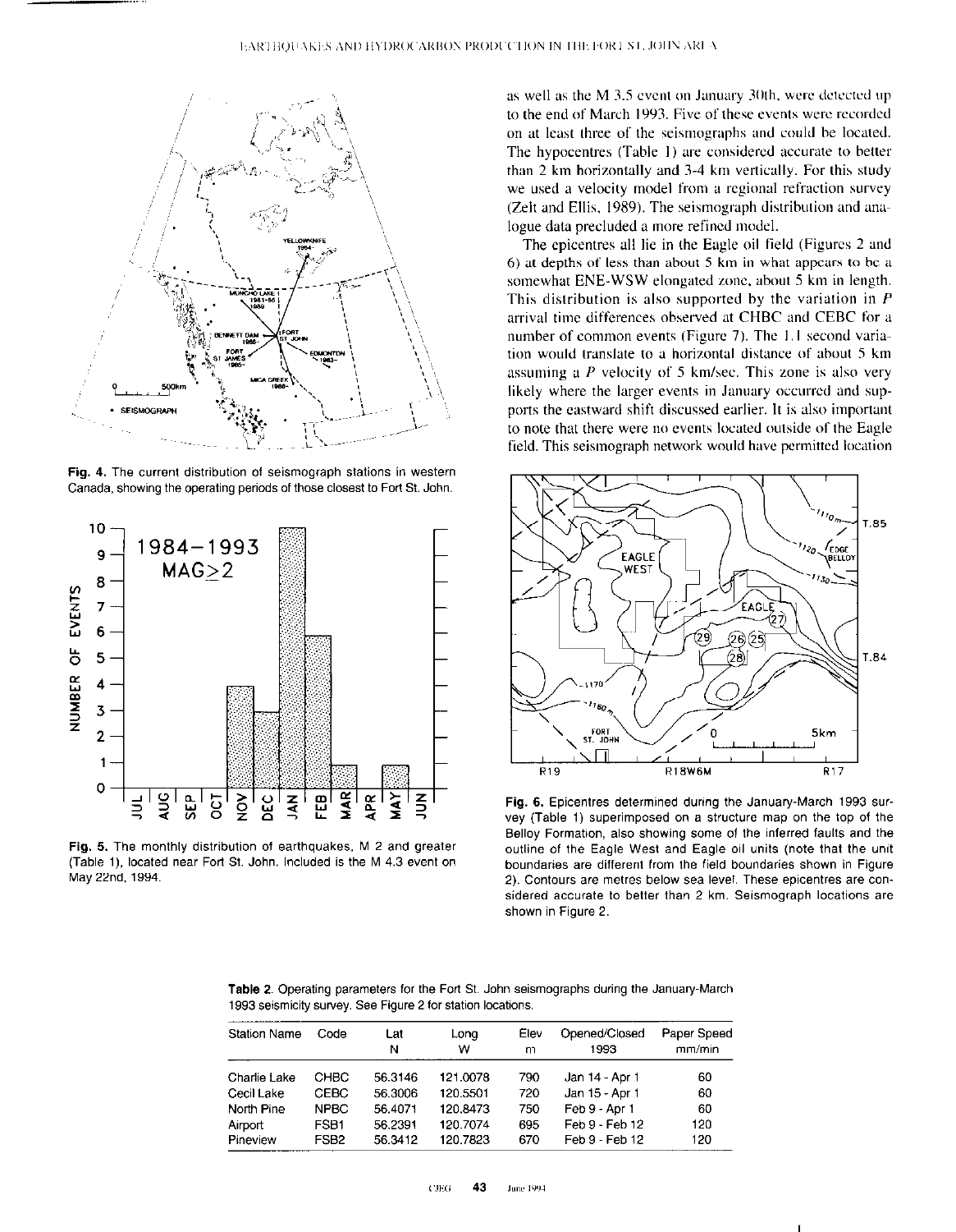Fig. 4. The current distribution of seismograph stations in western Canada, showing the operating periods of those closest to Fort St. John.

Fig. 5. The monthly distribution of earthquakes, M 2 and greater (Table 1), located near Fort St. John. Included is the M 4.3 event on May 22nd, 1994.

as well as the M 3.5 event on January 30th, were detected up to the end of March 1993. Five of these events were recorded on at least three of the seismographs and could be located. The hypocentres (Table 1) are considered accurate to better than 2 km horizontally and 3-4 km vertically. For this study we used a velocity model from a regional refraction survey (Zelt and Ellis, 1989). The seismograph distribution and analogue data precluded a more refined model.

The epicentres all lie in the Eagle oil field (Figures 2 and 6) at depths of less than about 5 km in what appears to be a somewhat ENE-WSW elongated zone, about 5 km in length. This distribution is also supported by the variation in *P* arrival time differences observed at CHBC and CEBC for a number of common events (Figure 7). The 1.1 second variation would translate to a horizontal distance of about 5 km assuming a *P* velocity of 5 km/sec. This zone is also very likely where the larger events in January occurred and supports the eastward shift discussed earlier. It is also important to note that there were no events located outside of the Eagle field. This seismograph network would have permitted location

Fig. 6. Epicentres determined during the January-March 1993 survey (Table 1) superimposed on a structure map on the top of the Belloy Formation, also showing some of the inferred faults and the outline of the Eagle West and Eagle oil units (note that the unit boundaries are different from the field boundaries shown in Figure 2). Contours are metres below sea level. These epicentres are considered accurate to better than 2 km. Seismograph locations are shown in Figure 2.

**Table 2.** Operating parameters for the Fort St. John seismographs during the January-March 1993 seismicity survey. See Figure 2 for station locations.

| Station Name | Code | Lat N | Long W | Elev m | Opened/Closed 1993 | Paper Speed mm/min |
|---|---|---|---|---|---|---|
| Charlie Lake | CHBC | 56.3146 | 121.0078 | 790 | Jan 14 - Apr 1 | 60 |
| Cecil Lake | CEBC | 56.3006 | 120.5501 | 720 | Jan 15 - Apr 1 | 60 |
| North Pine | NPBC | 56.4071 | 120.8473 | 750 | Feb 9 - Apr 1 | 60 |
| Airport | FSB1 | 56.2391 | 120.7074 | 695 | Feb 9 - Feb 12 | 120 |
| Pineview | FSB2 | 56.3412 | 120.7823 | 670 | Feb 9 - Feb 12 | 120 |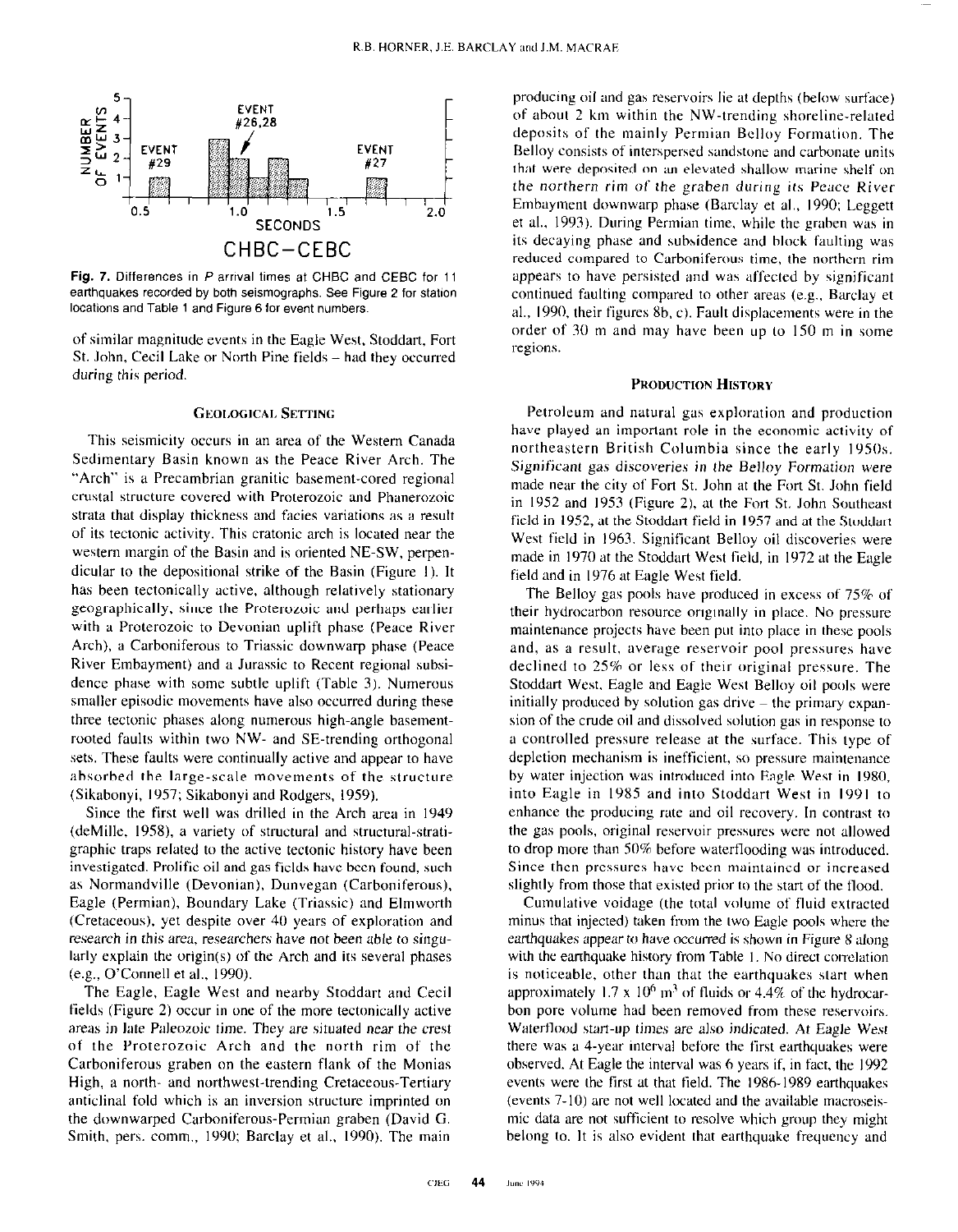**Fig. 7.** Differences in *P* arrival times at CHBC and CEBC for 11 earthquakes recorded by both seismographs. See Figure 2 for station locations and Table 1 and Figure 6 for event numbers.

of similar magnitude events in the Eagle West, Stoddart, Fort St. John, Cecil Lake or North Pine fields – had they occurred during this period.

## Geological Setting

This seismicity occurs in an area of the Western Canada Sedimentary Basin known as the Peace River Arch. The "Arch" is a Precambrian granitic basement-cored regional crustal structure covered with Proterozoic and Phanerozoic strata that display thickness and facies variations as a result of its tectonic activity. This cratonic arch is located near the western margin of the Basin and is oriented NE-SW, perpendicular to the depositional strike of the Basin (Figure 1). It has been tectonically active, although relatively stationary geographically, since the Proterozoic and perhaps earlier with a Proterozoic to Devonian uplift phase (Peace River Arch), a Carboniferous to Triassic downwarp phase (Peace River Embayment) and a Jurassic to Recent regional subsidence phase with some subtle uplift (Table 3). Numerous smaller episodic movements have also occurred during these three tectonic phases along numerous high-angle basement-rooted faults within two NW- and SE-trending orthogonal sets. These faults were continually active and appear to have absorbed the large-scale movements of the structure (Sikabonyi, 1957; Sikabonyi and Rodgers, 1959).

Since the first well was drilled in the Arch area in 1949 (deMille, 1958), a variety of structural and structural-stratigraphic traps related to the active tectonic history have been investigated. Prolific oil and gas fields have been found, such as Normandville (Devonian), Dunvegan (Carboniferous), Eagle (Permian), Boundary Lake (Triassic) and Elmworth (Cretaceous), yet despite over 40 years of exploration and research in this area, researchers have not been able to singularly explain the origin(s) of the Arch and its several phases (e.g., O'Connell et al., 1990).

The Eagle, Eagle West and nearby Stoddart and Cecil fields (Figure 2) occur in one of the more tectonically active areas in late Paleozoic time. They are situated near the crest of the Proterozoic Arch and the north rim of the Carboniferous graben on the eastern flank of the Monias High, a north- and northwest-trending Cretaceous-Tertiary anticlinal fold which is an inversion structure imprinted on the downwarped Carboniferous-Permian graben (David G. Smith, pers. comm., 1990; Barclay et al., 1990). The main producing oil and gas reservoirs lie at depths (below surface) of about 2 km within the NW-trending shoreline-related deposits of the mainly Permian Belloy Formation. The Belloy consists of interspersed sandstone and carbonate units that were deposited on an elevated shallow marine shelf on the northern rim of the graben during its Peace River Embayment downwarp phase (Barclay et al., 1990; Leggett et al., 1993). During Permian time, while the graben was in its decaying phase and subsidence and block faulting was reduced compared to Carboniferous time, the northern rim appears to have persisted and was affected by significant continued faulting compared to other areas (e.g., Barclay et al., 1990, their figures 8b, c). Fault displacements were in the order of 30 m and may have been up to 150 m in some regions.

## Production History

Petroleum and natural gas exploration and production have played an important role in the economic activity of northeastern British Columbia since the early 1950s. Significant gas discoveries in the Belloy Formation were made near the city of Fort St. John at the Fort St. John field in 1952 and 1953 (Figure 2), at the Fort St. John Southeast field in 1952, at the Stoddart field in 1957 and at the Stoddart West field in 1963. Significant Belloy oil discoveries were made in 1970 at the Stoddart West field, in 1972 at the Eagle field and in 1976 at Eagle West field.

The Belloy gas pools have produced in excess of 75% of their hydrocarbon resource originally in place. No pressure maintenance projects have been put into place in these pools and, as a result, average reservoir pool pressures have declined to 25% or less of their original pressure. The Stoddart West, Eagle and Eagle West Belloy oil pools were initially produced by solution gas drive – the primary expansion of the crude oil and dissolved solution gas in response to a controlled pressure release at the surface. This type of depletion mechanism is inefficient, so pressure maintenance by water injection was introduced into Eagle West in 1980, into Eagle in 1985 and into Stoddart West in 1991 to enhance the producing rate and oil recovery. In contrast to the gas pools, original reservoir pressures were not allowed to drop more than 50% before waterflooding was introduced. Since then pressures have been maintained or increased slightly from those that existed prior to the start of the flood.

Cumulative voidage (the total volume of fluid extracted minus that injected) taken from the two Eagle pools where the earthquakes appear to have occurred is shown in Figure 8 along with the earthquake history from Table 1. No direct correlation is noticeable, other than that the earthquakes start when approximately $1.7 \times 10^6$ m$^3$ of fluids or 4.4% of the hydrocarbon pore volume had been removed from these reservoirs. Waterflood start-up times are also indicated. At Eagle West there was a 4-year interval before the first earthquakes were observed. At Eagle the interval was 6 years if, in fact, the 1992 events were the first at that field. The 1986-1989 earthquakes (events 7-10) are not well located and the available macroseismic data are not sufficient to resolve which group they might belong to. It is also evident that earthquake frequency and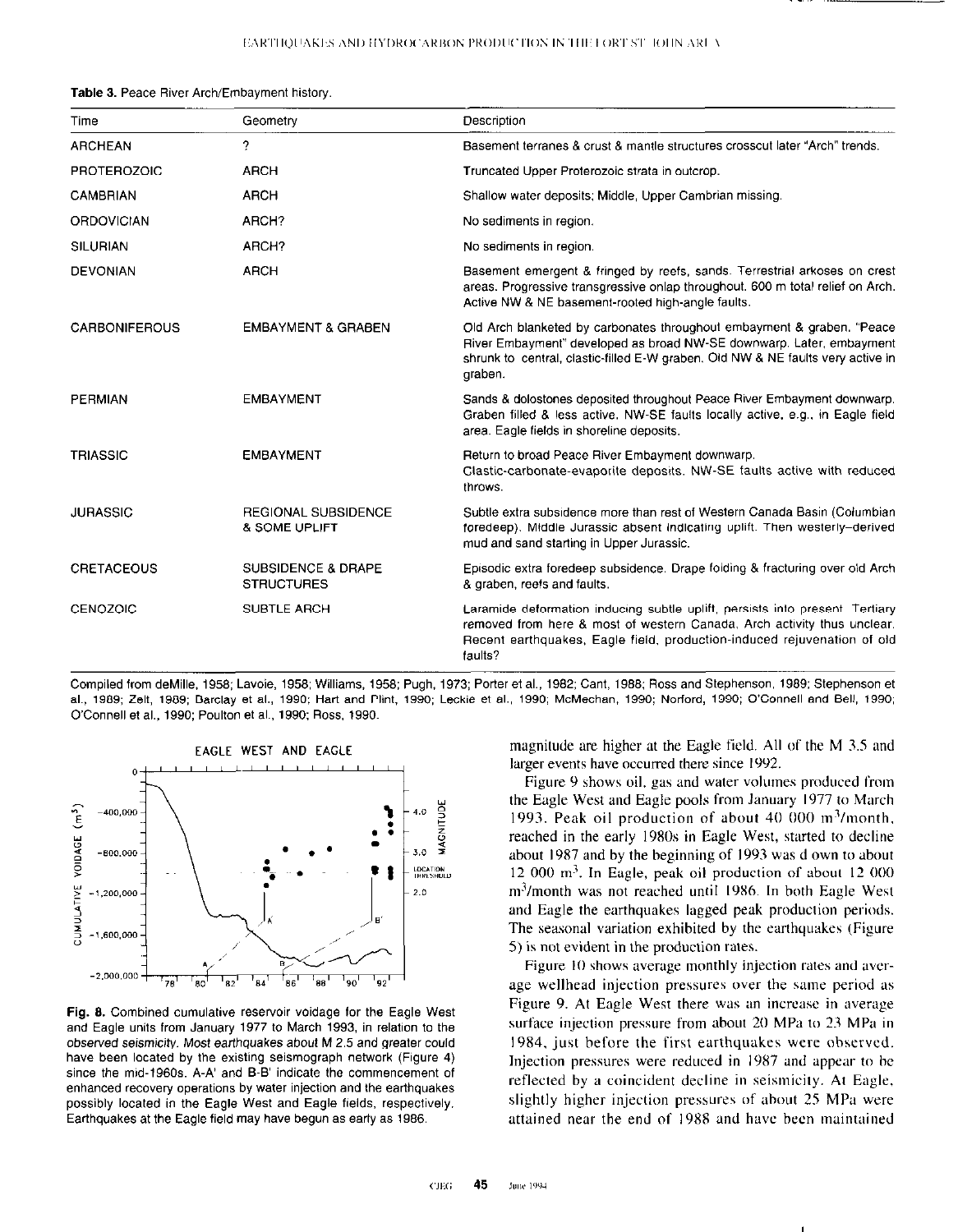**Table 3.** Peace River Arch/Embayment history.

| Time | Geometry | Description |
|---|---|---|
| ARCHEAN | ? | Basement terranes & crust & mantle structures crosscut later "Arch" trends. |
| PROTEROZOIC | ARCH | Truncated Upper Proterozoic strata in outcrop. |
| CAMBRIAN | ARCH | Shallow water deposits; Middle, Upper Cambrian missing. |
| ORDOVICIAN | ARCH? | No sediments in region. |
| SILURIAN | ARCH? | No sediments in region. |
| DEVONIAN | ARCH | Basement emergent & fringed by reefs, sands. Terrestrial arkoses on crest areas. Progressive transgressive onlap throughout. 600 m total relief on Arch. Active NW & NE basement-rooted high-angle faults. |
| CARBONIFEROUS | EMBAYMENT & GRABEN | Old Arch blanketed by carbonates throughout embayment & graben. "Peace River Embayment" developed as broad NW-SE downwarp. Later, embayment shrunk to central, clastic-filled E-W graben. Old NW & NE faults very active in graben. |
| PERMIAN | EMBAYMENT | Sands & dolostones deposited throughout Peace River Embayment downwarp. Graben filled & less active. NW-SE faults locally active, e.g., in Eagle field area. Eagle fields in shoreline deposits. |
| TRIASSIC | EMBAYMENT | Return to broad Peace River Embayment downwarp. Clastic-carbonate-evaporite deposits. NW-SE faults active with reduced throws. |
| JURASSIC | REGIONAL SUBSIDENCE & SOME UPLIFT | Subtle extra subsidence more than rest of Western Canada Basin (Columbian foredeep). Middle Jurassic absent indicating uplift. Then westerly-derived mud and sand starting in Upper Jurassic. |
| CRETACEOUS | SUBSIDENCE & DRAPE STRUCTURES | Episodic extra foredeep subsidence. Drape folding & fracturing over old Arch & graben, reefs and faults. |
| CENOZOIC | SUBTLE ARCH | Laramide deformation inducing subtle uplift, persists into present. Tertiary removed from here & most of western Canada. Arch activity thus unclear. Recent earthquakes, Eagle field, production-induced rejuvenation of old faults? |

Compiled from deMille, 1958; Lavoie, 1958; Williams, 1958; Pugh, 1973; Porter et al., 1982; Cant, 1988; Ross and Stephenson, 1989; Stephenson et al., 1989; Zelt, 1989; Barclay et al., 1990; Hart and Plint, 1990; Leckie et al., 1990; McMechan, 1990; Norford, 1990; O'Connell and Bell, 1990; O'Connell et al., 1990; Poulton et al., 1990; Ross, 1990.

**Fig. 8.** Combined cumulative reservoir voidage for the Eagle West and Eagle units from January 1977 to March 1993, in relation to the observed seismicity. Most earthquakes about M 2.5 and greater could have been located by the existing seismograph network (Figure 4) since the mid-1960s. A-A' and B-B' indicate the commencement of enhanced recovery operations by water injection and the earthquakes possibly located in the Eagle West and Eagle fields, respectively. Earthquakes at the Eagle field may have begun as early as 1986.

magnitude are higher at the Eagle field. All of the M 3.5 and larger events have occurred there since 1992.

Figure 9 shows oil, gas and water volumes produced from the Eagle West and Eagle pools from January 1977 to March 1993. Peak oil production of about 40 000 $m^3$/month, reached in the early 1980s in Eagle West, started to decline about 1987 and by the beginning of 1993 was down to about 12 000 $m^3$. In Eagle, peak oil production of about 12 000 $m^3$/month was not reached until 1986. In both Eagle West and Eagle the earthquakes lagged peak production periods. The seasonal variation exhibited by the earthquakes (Figure 5) is not evident in the production rates.

Figure 10 shows average monthly injection rates and average wellhead injection pressures over the same period as Figure 9. At Eagle West there was an increase in average surface injection pressure from about 20 MPa to 23 MPa in 1984, just before the first earthquakes were observed. Injection pressures were reduced in 1987 and appear to be reflected by a coincident decline in seismicity. At Eagle, slightly higher injection pressures of about 25 MPa were attained near the end of 1988 and have been maintained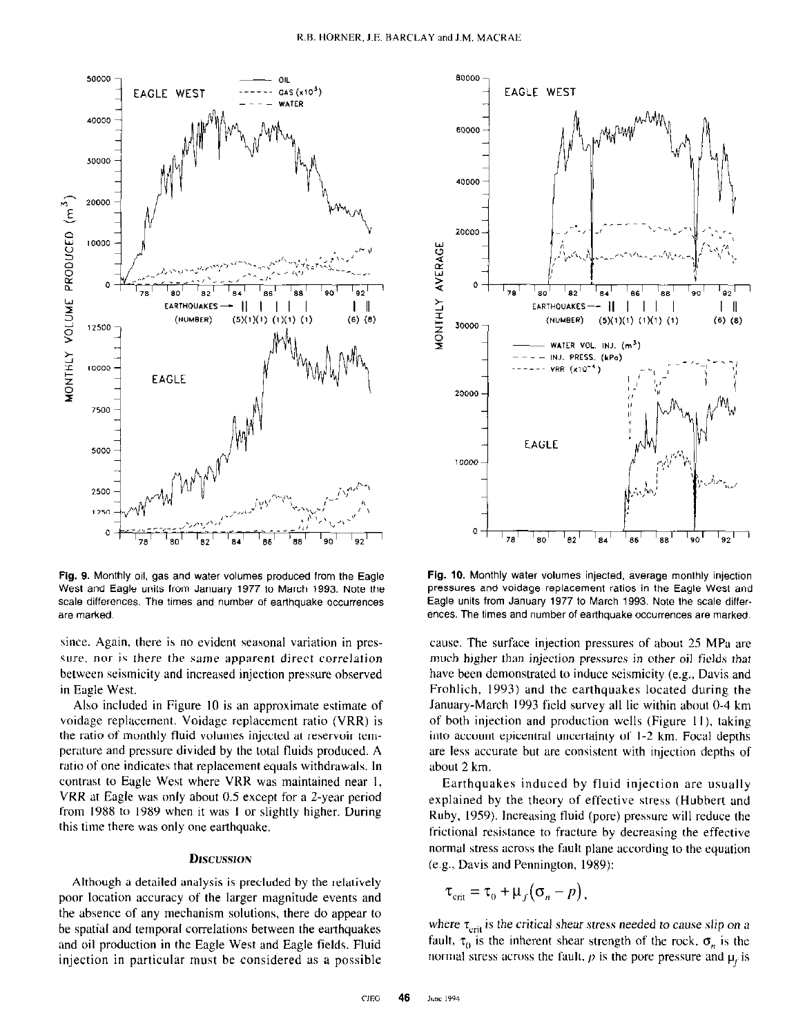Fig. 9. Monthly oil, gas and water volumes produced from the Eagle West and Eagle units from January 1977 to March 1993. Note the scale differences. The times and number of earthquake occurrences are marked.

Fig. 10. Monthly water volumes injected, average monthly injection pressures and voidage replacement ratios in the Eagle West and Eagle units from January 1977 to March 1993. Note the scale differences. The times and number of earthquake occurrences are marked.

since. Again, there is no evident seasonal variation in pressure, nor is there the same apparent direct correlation between seismicity and increased injection pressure observed in Eagle West.

Also included in Figure 10 is an approximate estimate of voidage replacement. Voidage replacement ratio (VRR) is the ratio of monthly fluid volumes injected at reservoir temperature and pressure divided by the total fluids produced. A ratio of one indicates that replacement equals withdrawals. In contrast to Eagle West where VRR was maintained near 1, VRR at Eagle was only about 0.5 except for a 2-year period from 1988 to 1989 when it was 1 or slightly higher. During this time there was only one earthquake.

## Discussion

Although a detailed analysis is precluded by the relatively poor location accuracy of the larger magnitude events and the absence of any mechanism solutions, there do appear to be spatial and temporal correlations between the earthquakes and oil production in the Eagle West and Eagle fields. Fluid injection in particular must be considered as a possible cause. The surface injection pressures of about 25 MPa are much higher than injection pressures in other oil fields that have been demonstrated to induce seismicity (e.g., Davis and Frohlich, 1993) and the earthquakes located during the January-March 1993 field survey all lie within about 0-4 km of both injection and production wells (Figure 11), taking into account epicentral uncertainty of 1-2 km. Focal depths are less accurate but are consistent with injection depths of about 2 km.

Earthquakes induced by fluid injection are usually explained by the theory of effective stress (Hubbert and Ruby, 1959). Increasing fluid (pore) pressure will reduce the frictional resistance to fracture by decreasing the effective normal stress across the fault plane according to the equation (e.g., Davis and Pennington, 1989):

$$\tau_{crit} = \tau_0 + \mu_f(\sigma_n - p),$$

where $\tau_{crit}$ is the critical shear stress needed to cause slip on a fault, $\tau_0$ is the inherent shear strength of the rock, $\sigma_n$ is the normal stress across the fault, $p$ is the pore pressure and $\mu_f$ is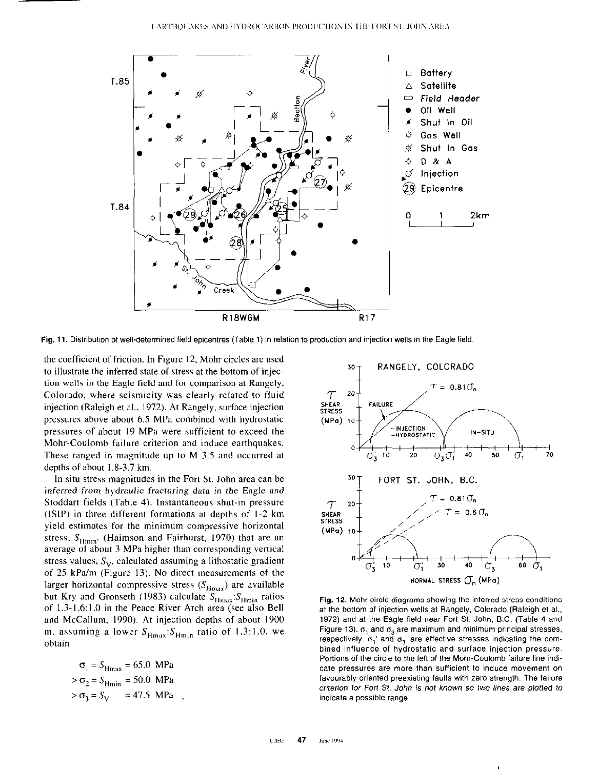Fig. 11. Distribution of well-determined field epicentres (Table 1) in relation to production and injection wells in the Eagle field.

the coefficient of friction. In Figure 12, Mohr circles are used to illustrate the inferred state of stress at the bottom of injection wells in the Eagle field and for comparison at Rangely, Colorado, where seismicity was clearly related to fluid injection (Raleigh et al., 1972). At Rangely, surface injection pressures above about 6.5 MPa combined with hydrostatic pressures of about 19 MPa were sufficient to exceed the Mohr-Coulomb failure criterion and induce earthquakes. These ranged in magnitude up to M 3.5 and occurred at depths of about 1.8-3.7 km.

In situ stress magnitudes in the Fort St. John area can be inferred from hydraulic fracturing data in the Eagle and Stoddart fields (Table 4). Instantaneous shut-in pressure (ISIP) in three different formations at depths of 1-2 km yield estimates for the minimum compressive horizontal stress, $S_{Hmin}$, (Haimson and Fairhurst, 1970) that are an average of about 3 MPa higher than corresponding vertical stress values, $S_V$, calculated assuming a lithostatic gradient of 25 kPa/m (Figure 13). No direct measurements of the larger horizontal compressive stress ($S_{Hmax}$) are available but Kry and Gronseth (1983) calculate $S_{Hmax}$:$S_{Hmin}$ ratios of 1.3-1.6:1.0 in the Peace River Arch area (see also Bell and McCallum, 1990). At injection depths of about 1900 m, assuming a lower $S_{Hmax}$:$S_{Hmin}$ ratio of 1.3:1.0, we obtain

$$\sigma_1 = S_{Hmax} = 65.0 \text{ MPa}$$
$$> \sigma_2 = S_{Hmin} = 50.0 \text{ MPa}$$
$$> \sigma_3 = S_V = 47.5 \text{ MPa} \quad ,$$

Fig. 12. Mohr circle diagrams showing the inferred stress conditions at the bottom of injection wells at Rangely, Colorado (Raleigh et al., 1972) and at the Eagle field near Fort St. John, B.C. (Table 4 and Figure 13). $\sigma_1$ and $\sigma_3$ are maximum and minimum principal stresses, respectively. $\sigma_1'$ and $\sigma_3'$ are effective stresses indicating the combined influence of hydrostatic and surface injection pressure. Portions of the circle to the left of the Mohr-Coulomb failure line indicate pressures are more than sufficient to induce movement on favourably oriented preexisting faults with zero strength. The failure criterion for Fort St. John is not known so two lines are plotted to indicate a possible range.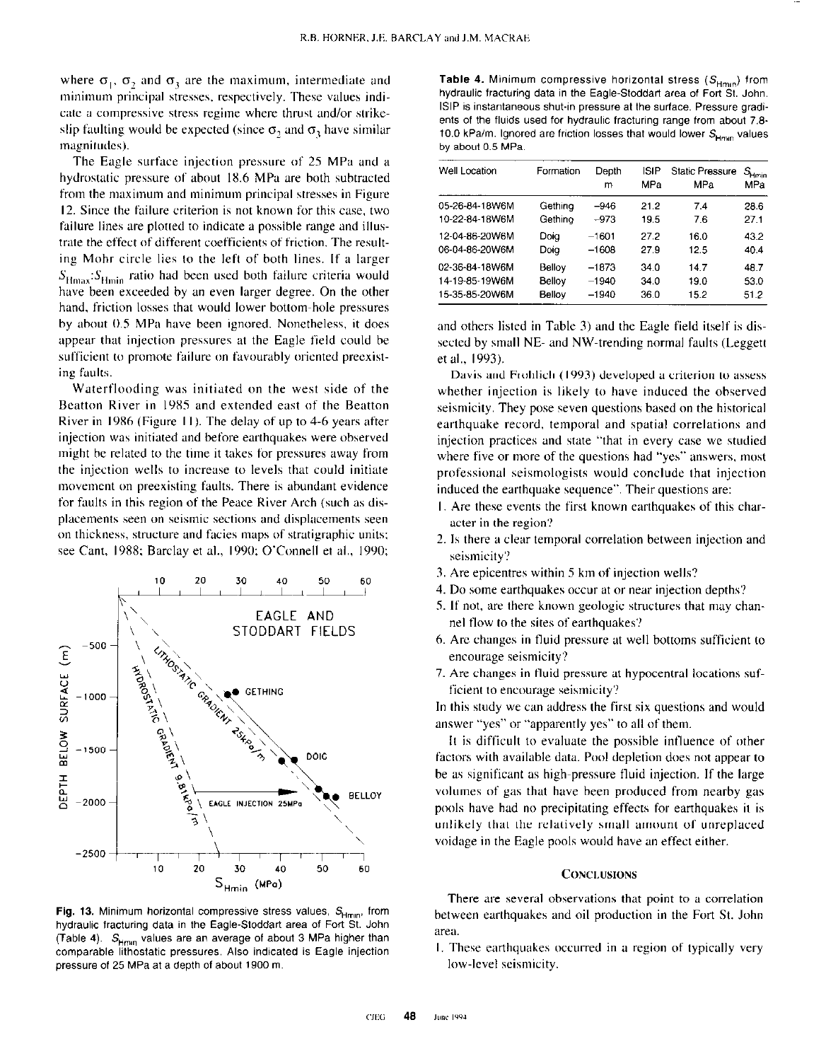where $\sigma_1$, $\sigma_2$ and $\sigma_3$ are the maximum, intermediate and minimum principal stresses, respectively. These values indicate a compressive stress regime where thrust and/or strike-slip faulting would be expected (since $\sigma_2$ and $\sigma_3$ have similar magnitudes).

The Eagle surface injection pressure of 25 MPa and a hydrostatic pressure of about 18.6 MPa are both subtracted from the maximum and minimum principal stresses in Figure 12. Since the failure criterion is not known for this case, two failure lines are plotted to indicate a possible range and illustrate the effect of different coefficients of friction. The resulting Mohr circle lies to the left of both lines. If a larger $S_{Hmax}$:$S_{Hmin}$ ratio had been used both failure criteria would have been exceeded by an even larger degree. On the other hand, friction losses that would lower bottom-hole pressures by about 0.5 MPa have been ignored. Nonetheless, it does appear that injection pressures at the Eagle field could be sufficient to promote failure on favourably oriented preexisting faults.

Waterflooding was initiated on the west side of the Beatton River in 1985 and extended east of the Beatton River in 1986 (Figure 11). The delay of up to 4-6 years after injection was initiated and before earthquakes were observed might be related to the time it takes for pressures away from the injection wells to increase to levels that could initiate movement on preexisting faults. There is abundant evidence for faults in this region of the Peace River Arch (such as displacements seen on seismic sections and displacements seen on thickness, structure and facies maps of stratigraphic units; see Cant, 1988; Barclay et al., 1990; O'Connell et al., 1990; and others listed in Table 3) and the Eagle field itself is dissected by small NE- and NW-trending normal faults (Leggett et al., 1993).

**Fig. 13.** Minimum horizontal compressive stress values, $S_{Hmin}$, from hydraulic fracturing data in the Eagle-Stoddart area of Fort St. John (Table 4). $S_{Hmin}$ values are an average of about 3 MPa higher than comparable lithostatic pressures. Also indicated is Eagle injection pressure of 25 MPa at a depth of about 1900 m.

**Table 4.** Minimum compressive horizontal stress ($S_{Hmin}$) from hydraulic fracturing data in the Eagle-Stoddart area of Fort St. John. ISIP is instantaneous shut-in pressure at the surface. Pressure gradients of the fluids used for hydraulic fracturing range from about 7.8-10.0 kPa/m. Ignored are friction losses that would lower $S_{Hmin}$ values by about 0.5 MPa.

| Well Location | Formation | Depth m | ISIP MPa | Static Pressure MPa | $S_{Hmin}$ MPa |
|---|---|---|---|---|---|
| 05-26-84-18W6M | Gething | −946 | 21.2 | 7.4 | 28.6 |
| 10-22-84-18W6M | Gething | −973 | 19.5 | 7.6 | 27.1 |
| 12-04-86-20W6M | Doig | −1601 | 27.2 | 16.0 | 43.2 |
| 06-04-86-20W6M | Doig | −1608 | 27.9 | 12.5 | 40.4 |
| 02-36-84-18W6M | Belloy | −1873 | 34.0 | 14.7 | 48.7 |
| 14-19-85-19W6M | Belloy | −1940 | 34.0 | 19.0 | 53.0 |
| 15-35-85-20W6M | Belloy | −1940 | 36.0 | 15.2 | 51.2 |

Davis and Frohlich (1993) developed a criterion to assess whether injection is likely to have induced the observed seismicity. They pose seven questions based on the historical earthquake record, temporal and spatial correlations and injection practices and state "that in every case we studied where five or more of the questions had "yes" answers, most professional seismologists would conclude that injection induced the earthquake sequence". Their questions are:

1. Are these events the first known earthquakes of this character in the region?
2. Is there a clear temporal correlation between injection and seismicity?
3. Are epicentres within 5 km of injection wells?
4. Do some earthquakes occur at or near injection depths?
5. If not, are there known geologic structures that may channel flow to the sites of earthquakes?
6. Are changes in fluid pressure at well bottoms sufficient to encourage seismicity?
7. Are changes in fluid pressure at hypocentral locations sufficient to encourage seismicity?

In this study we can address the first six questions and would answer "yes" or "apparently yes" to all of them.

It is difficult to evaluate the possible influence of other factors with available data. Pool depletion does not appear to be as significant as high-pressure fluid injection. If the large volumes of gas that have been produced from nearby gas pools have had no precipitating effects for earthquakes it is unlikely that the relatively small amount of unreplaced voidage in the Eagle pools would have an effect either.

## CONCLUSIONS

There are several observations that point to a correlation between earthquakes and oil production in the Fort St. John area.

1. These earthquakes occurred in a region of typically very low-level seismicity.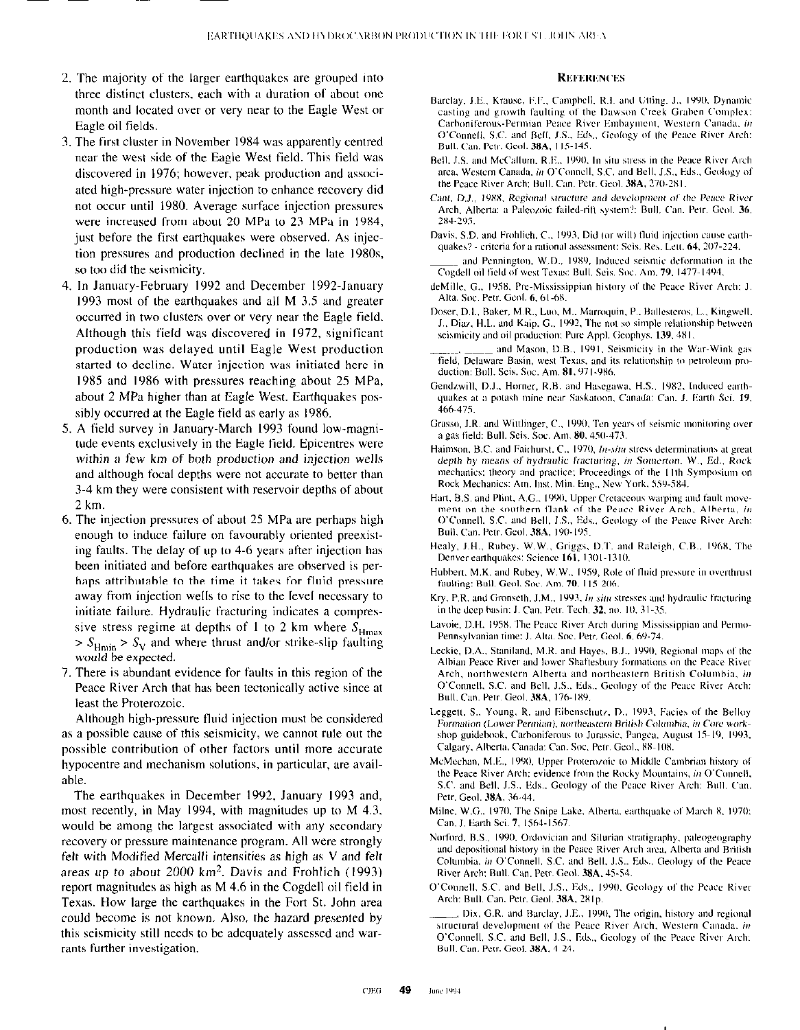2. The majority of the larger earthquakes are grouped into three distinct clusters, each with a duration of about one month and located over or very near to the Eagle West or Eagle oil fields.
3. The first cluster in November 1984 was apparently centred near the west side of the Eagle West field. This field was discovered in 1976; however, peak production and associated high-pressure water injection to enhance recovery did not occur until 1980. Average surface injection pressures were increased from about 20 MPa to 23 MPa in 1984, just before the first earthquakes were observed. As injection pressures and production declined in the late 1980s, so too did the seismicity.
4. In January-February 1992 and December 1992-January 1993 most of the earthquakes and all M 3.5 and greater occurred in two clusters over or very near the Eagle field. Although this field was discovered in 1972, significant production was delayed until Eagle West production started to decline. Water injection was initiated here in 1985 and 1986 with pressures reaching about 25 MPa, about 2 MPa higher than at Eagle West. Earthquakes possibly occurred at the Eagle field as early as 1986.
5. A field survey in January-March 1993 found low-magnitude events exclusively in the Eagle field. Epicentres were within a few km of both production and injection wells and although focal depths were not accurate to better than 3-4 km they were consistent with reservoir depths of about 2 km.
6. The injection pressures of about 25 MPa are perhaps high enough to induce failure on favourably oriented preexisting faults. The delay of up to 4-6 years after injection has been initiated and before earthquakes are observed is perhaps attributable to the time it takes for fluid pressure away from injection wells to rise to the level necessary to initiate failure. Hydraulic fracturing indicates a compressive stress regime at depths of 1 to 2 km where $S_{Hmax} > S_{Hmin} > S_V$ and where thrust and/or strike-slip faulting would be expected.
7. There is abundant evidence for faults in this region of the Peace River Arch that has been tectonically active since at least the Proterozoic.

Although high-pressure fluid injection must be considered as a possible cause of this seismicity, we cannot rule out the possible contribution of other factors until more accurate hypocentre and mechanism solutions, in particular, are available.

The earthquakes in December 1992, January 1993 and, most recently, in May 1994, with magnitudes up to M 4.3, would be among the largest associated with any secondary recovery or pressure maintenance program. All were strongly felt with Modified Mercalli intensities as high as V and felt areas up to about 2000 km$^2$. Davis and Frohlich (1993) report magnitudes as high as M 4.6 in the Cogdell oil field in Texas. How large the earthquakes in the Fort St. John area could become is not known. Also, the hazard presented by this seismicity still needs to be adequately assessed and warrants further investigation.

## REFERENCES

Barclay, J.E., Krause, F.F., Campbell, R.I. and Utting, J., 1990, Dynamic casting and growth faulting of the Dawson Creek Graben Complex: Carboniferous-Permian Peace River Embayment, Western Canada, *in* O'Connell, S.C. and Bell, J.S., Eds., Geology of the Peace River Arch: Bull. Can. Petr. Geol. **38A**, 115-145.

Bell, J.S. and McCallum, R.E., 1990, In situ stress in the Peace River Arch area, Western Canada, *in* O'Connell, S.C. and Bell, J.S., Eds., Geology of the Peace River Arch: Bull. Can. Petr. Geol. **38A**, 270-281.

Cant, D.J., 1988, Regional structure and development of the Peace River Arch, Alberta: a Paleozoic failed-rift system?: Bull. Can. Petr. Geol. **36**, 284-295.

Davis, S.D. and Frohlich, C., 1993, Did (or will) fluid injection cause earthquakes? - criteria for a rational assessment: Seis. Res. Lett. **64**, 207-224.

_____ and Pennington, W.D., 1989, Induced seismic deformation in the Cogdell oil field of west Texas: Bull. Seis. Soc. Am. **79**, 1477-1494.

deMille, G., 1958, Pre-Mississippian history of the Peace River Arch: J. Alta. Soc. Petr. Geol. **6**, 61-68.

Doser, D.I., Baker, M.R., Luo, M., Marroquin, P., Ballesteros, L., Kingwell, J., Diaz, H.L. and Kaip, G., 1992, The not so simple relationship between seismicity and oil production: Pure Appl. Geophys. **139**, 481.

_____, _____ and Mason, D.B., 1991, Seismicity in the War-Wink gas field, Delaware Basin, west Texas, and its relationship to petroleum production: Bull. Seis. Soc. Am. **81**, 971-986.

Gendzwill, D.J., Horner, R.B. and Hasegawa, H.S., 1982, Induced earthquakes at a potash mine near Saskatoon, Canada: Can. J. Earth Sci. **19**, 466-475.

Grasso, J.R. and Wittlinger, C., 1990, Ten years of seismic monitoring over a gas field: Bull. Seis. Soc. Am. **80**, 450-473.

Haimson, B.C. and Fairhurst, C., 1970, *In-situ* stress determinations at great depth by means of hydraulic fracturing, *in* Somerton, W., Ed., Rock mechanics: theory and practice; Proceedings of the 11th Symposium on Rock Mechanics: Am. Inst. Min. Eng., New York, 559-584.

Hart, B.S. and Plint, A.G., 1990, Upper Cretaceous warping and fault movement on the southern flank of the Peace River Arch, Alberta, *in* O'Connell, S.C. and Bell, J.S., Eds., Geology of the Peace River Arch: Bull. Can. Petr. Geol. **38A**, 190-195.

Healy, J.H., Rubey, W.W., Griggs, D.T. and Raleigh, C.B., 1968, The Denver earthquakes: Science **161**, 1301-1310.

Hubbert, M.K. and Rubey, W.W., 1959, Role of fluid pressure in overthrust faulting: Bull. Geol. Soc. Am. **70**, 115-206.

Kry, P.R. and Gronseth, J.M., 1993, *In situ* stresses and hydraulic fracturing in the deep basin: J. Can. Petr. Tech. **32**, no. 10, 31-35.

Lavoie, D.H., 1958, The Peace River Arch during Mississippian and Permo-Pennsylvanian time: J. Alta. Soc. Petr. Geol. **6**, 69-74.

Leckie, D.A., Staniland, M.R. and Hayes, B.J., 1990, Regional maps of the Albian Peace River and lower Shaftesbury formations on the Peace River Arch, northwestern Alberta and northeastern British Columbia, *in* O'Connell, S.C. and Bell, J.S., Eds., Geology of the Peace River Arch: Bull. Can. Petr. Geol. **38A**, 176-189.

Leggett, S., Young, R. and Eibenschutz, D., 1993, Facies of the Belloy Formation (Lower Permian), northeastern British Columbia, *in* Core workshop guidebook, Carboniferous to Jurassic, Pangea, August 15-19, 1993, Calgary, Alberta, Canada: Can. Soc. Petr. Geol., 88-108.

McMechan, M.E., 1990, Upper Proterozoic to Middle Cambrian history of the Peace River Arch: evidence from the Rocky Mountains, *in* O'Connell, S.C. and Bell, J.S., Eds., Geology of the Peace River Arch: Bull. Can. Petr. Geol. **38A**, 36-44.

Milne, W.G., 1970, The Snipe Lake, Alberta, earthquake of March 8, 1970: Can. J. Earth Sci. **7**, 1564-1567.

Norford, B.S., 1990, Ordovician and Silurian stratigraphy, paleogeography and depositional history in the Peace River Arch area, Alberta and British Columbia, *in* O'Connell, S.C. and Bell, J.S., Eds., Geology of the Peace River Arch: Bull. Can. Petr. Geol. **38A**, 45-54.

O'Connell, S.C. and Bell, J.S., Eds., 1990, Geology of the Peace River Arch: Bull. Can. Petr. Geol. **38A**, 281p.

_____, Dix, G.R. and Barclay, J.E., 1990, The origin, history and regional structural development of the Peace River Arch, Western Canada, *in* O'Connell, S.C. and Bell, J.S., Eds., Geology of the Peace River Arch: Bull. Can. Petr. Geol. **38A**, 4-24.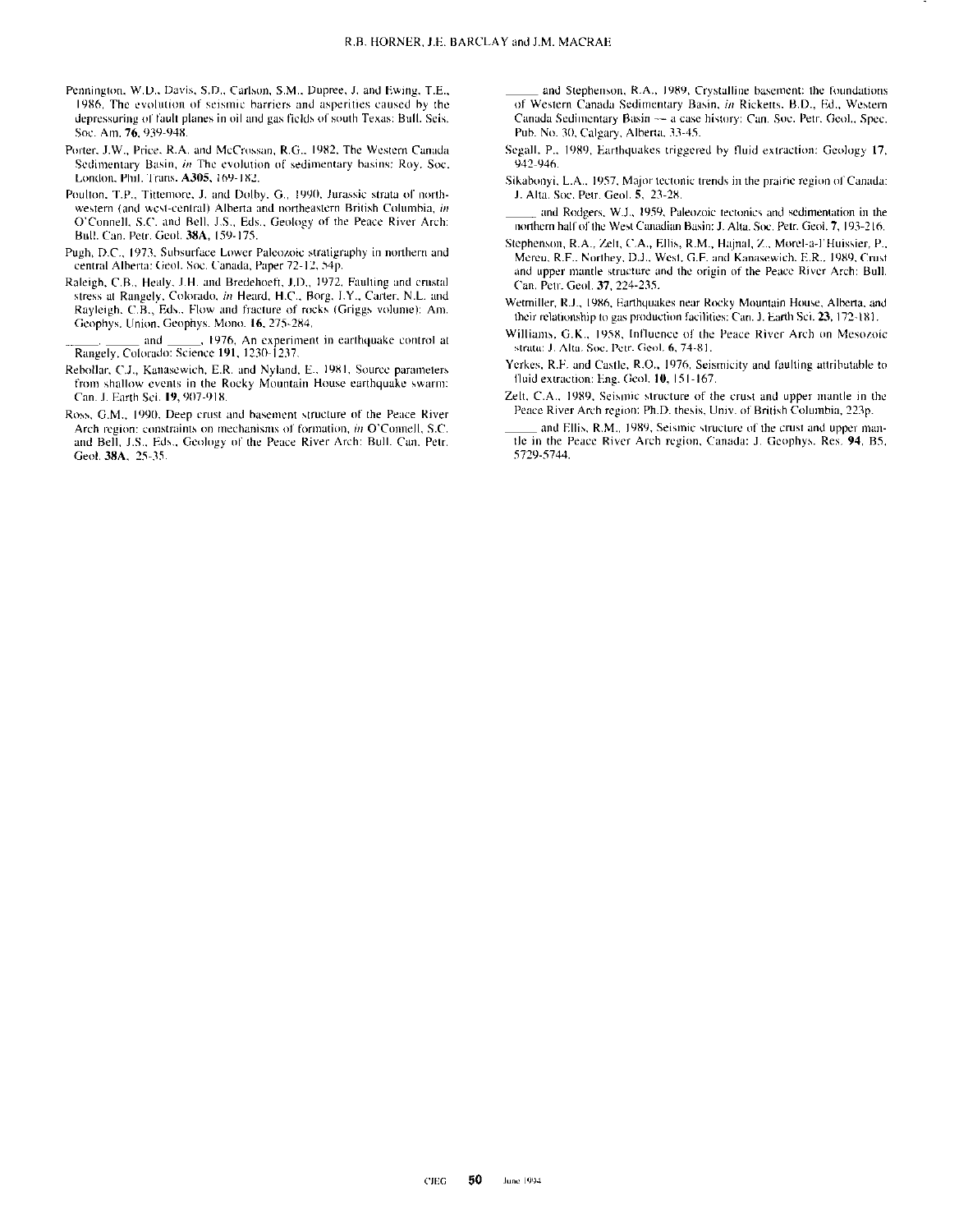Pennington, W.D., Davis, S.D., Carlson, S.M., Dupree, J. and Ewing, T.E., 1986, The evolution of seismic barriers and asperities caused by the depressuring of fault planes in oil and gas fields of south Texas: Bull. Seis. Soc. Am. **76**, 939-948.

Porter, J.W., Price, R.A. and McCrossan, R.G., 1982, The Western Canada Sedimentary Basin, *in* The evolution of sedimentary basins: Roy. Soc. London, Phil. Trans. **A305**, 169-182.

Poulton, T.P., Tittemore, J. and Dolby, G., 1990, Jurassic strata of northwestern (and west-central) Alberta and northeastern British Columbia, *in* O'Connell, S.C. and Bell, J.S., Eds., Geology of the Peace River Arch: Bull. Can. Petr. Geol. **38A**, 159-175.

Pugh, D.C., 1973, Subsurface Lower Paleozoic stratigraphy in northern and central Alberta: Geol. Soc. Canada, Paper 72-12, 54p.

Raleigh, C.B., Healy, J.H. and Bredehoeft, J.D., 1972, Faulting and crustal stress at Rangely, Colorado, *in* Heard, H.C., Borg, I.Y., Carter, N.L. and Rayleigh, C.B., Eds., Flow and fracture of rocks (Griggs volume): Am. Geophys. Union, Geophys. Mono. **16**, 275-284.

\_\_\_\_\_, \_\_\_\_\_ and \_\_\_\_\_, 1976, An experiment in earthquake control at Rangely, Colorado: Science **191**, 1230-1237.

Rebollar, C.J., Kanasewich, E.R. and Nyland, E., 1981, Source parameters from shallow events in the Rocky Mountain House earthquake swarm: Can. J. Earth Sci. **19**, 907-918.

Ross, G.M., 1990, Deep crust and basement structure of the Peace River Arch region: constraints on mechanisms of formation, *in* O'Connell, S.C. and Bell, J.S., Eds., Geology of the Peace River Arch: Bull. Can. Petr. Geol. **38A**, 25-35.

\_\_\_\_\_ and Stephenson, R.A., 1989, Crystalline basement: the foundations of Western Canada Sedimentary Basin, *in* Ricketts, B.D., Ed., Western Canada Sedimentary Basin — a case history: Can. Soc. Petr. Geol., Spec. Pub. No. 30, Calgary, Alberta, 33-45.

Segall, P., 1989, Earthquakes triggered by fluid extraction: Geology **17**, 942-946.

Sikabonyi, L.A., 1957, Major tectonic trends in the prairie region of Canada: J. Alta. Soc. Petr. Geol. **5**, 23-28.

\_\_\_\_\_ and Rodgers, W.J., 1959, Paleozoic tectonics and sedimentation in the northern half of the West Canadian Basin: J. Alta. Soc. Petr. Geol. **7**, 193-216.

Stephenson, R.A., Zelt, C.A., Ellis, R.M., Hajnal, Z., Morel-a-l'Huissier, P., Mereu, R.F., Northey, D.J., West, G.F. and Kanasewich, E.R., 1989, Crust and upper mantle structure and the origin of the Peace River Arch: Bull. Can. Petr. Geol. **37**, 224-235.

Wetmiller, R.J., 1986, Earthquakes near Rocky Mountain House, Alberta, and their relationship to gas production facilities: Can. J. Earth Sci. **23**, 172-181.

Williams, G.K., 1958, Influence of the Peace River Arch on Mesozoic strata: J. Alta. Soc. Petr. Geol. **6**, 74-81.

Yerkes, R.F. and Castle, R.O., 1976, Seismicity and faulting attributable to fluid extraction: Eng. Geol. **10**, 151-167.

Zelt, C.A., 1989, Seismic structure of the crust and upper mantle in the Peace River Arch region: Ph.D. thesis, Univ. of British Columbia, 223p.

\_\_\_\_\_ and Ellis, R.M., 1989, Seismic structure of the crust and upper mantle in the Peace River Arch region, Canada: J. Geophys. Res. **94**, B5, 5729-5744.